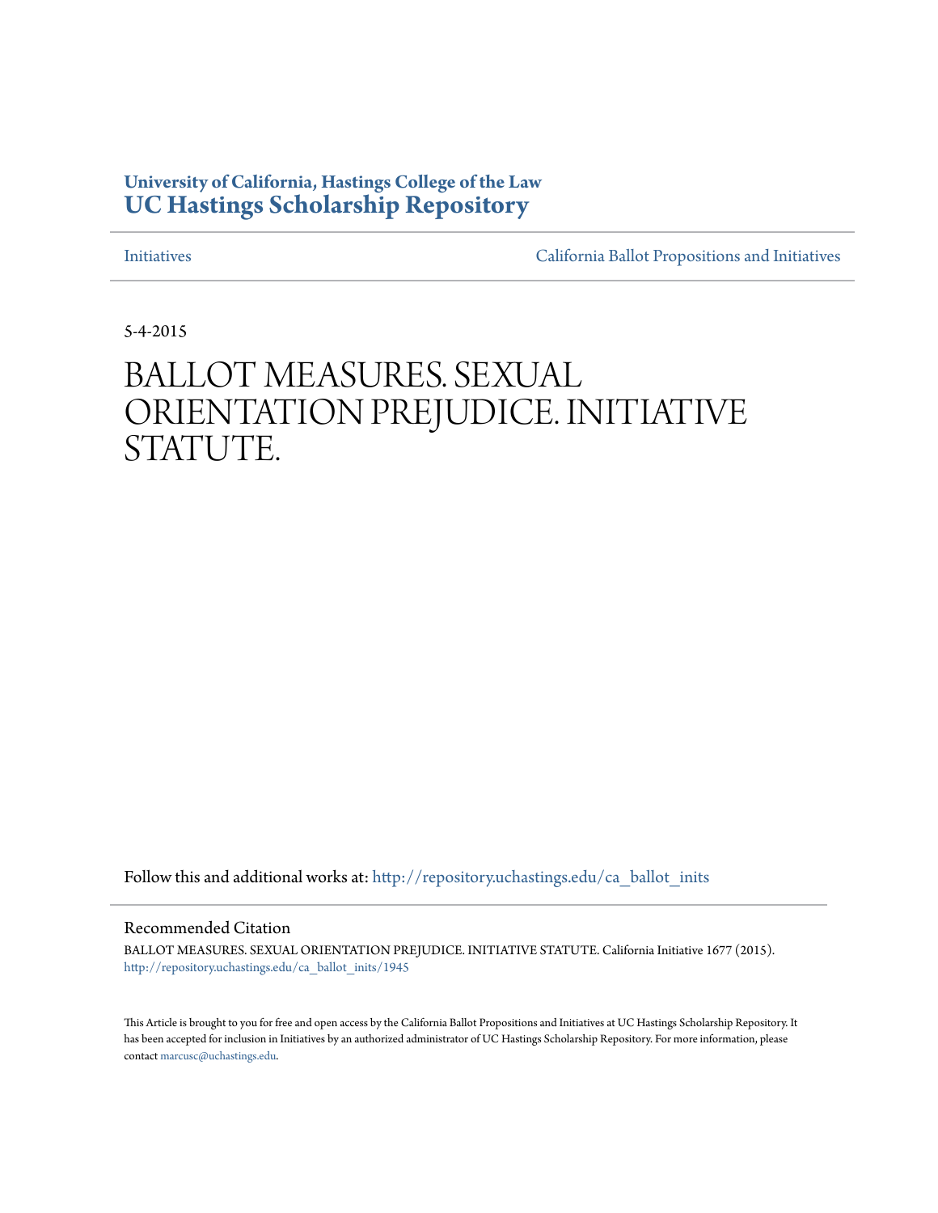**University of California, Hastings College of the Law**
**UC Hastings Scholarship Repository**

Initiatives | California Ballot Propositions and Initiatives

5-4-2015

# BALLOT MEASURES. SEXUAL ORIENTATION PREJUDICE. INITIATIVE STATUTE.

Follow this and additional works at: http://repository.uchastings.edu/ca_ballot_inits

## Recommended Citation

BALLOT MEASURES. SEXUAL ORIENTATION PREJUDICE. INITIATIVE STATUTE. California Initiative 1677 (2015).
http://repository.uchastings.edu/ca_ballot_inits/1945

This Article is brought to you for free and open access by the California Ballot Propositions and Initiatives at UC Hastings Scholarship Repository. It has been accepted for inclusion in Initiatives by an authorized administrator of UC Hastings Scholarship Repository. For more information, please contact marcusc@uchastings.edu.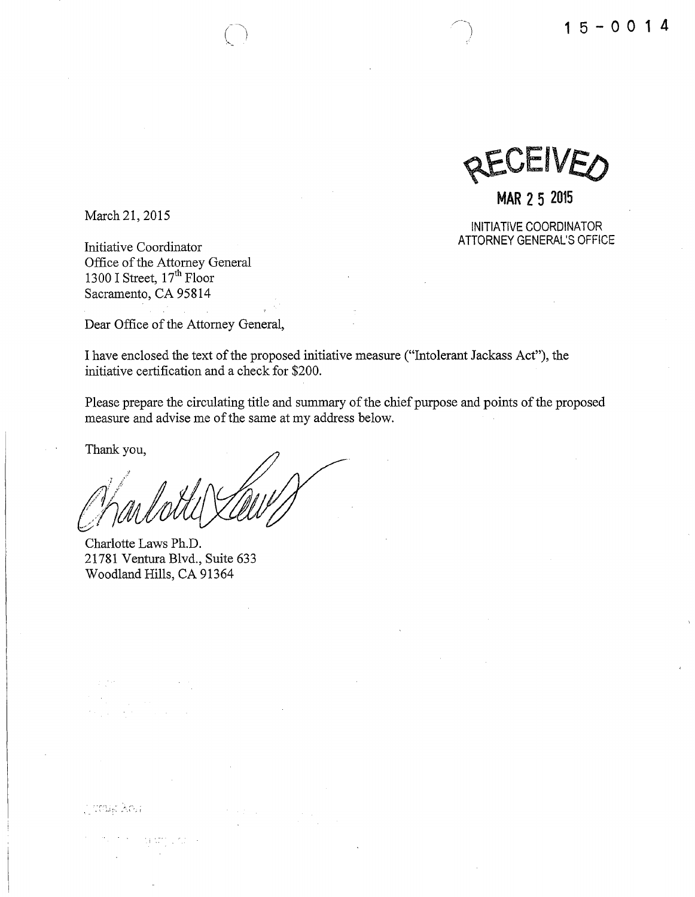15-0014

RECEIVED

MAR 25 2015

INITIATIVE COORDINATOR
ATTORNEY GENERAL'S OFFICE

March 21, 2015

Initiative Coordinator
Office of the Attorney General
1300 I Street, 17th Floor
Sacramento, CA 95814

Dear Office of the Attorney General,

I have enclosed the text of the proposed initiative measure ("Intolerant Jackass Act"), the initiative certification and a check for $200.

Please prepare the circulating title and summary of the chief purpose and points of the proposed measure and advise me of the same at my address below.

Thank you,

Charlotte Laws

Charlotte Laws Ph.D.
21781 Ventura Blvd., Suite 633
Woodland Hills, CA 91364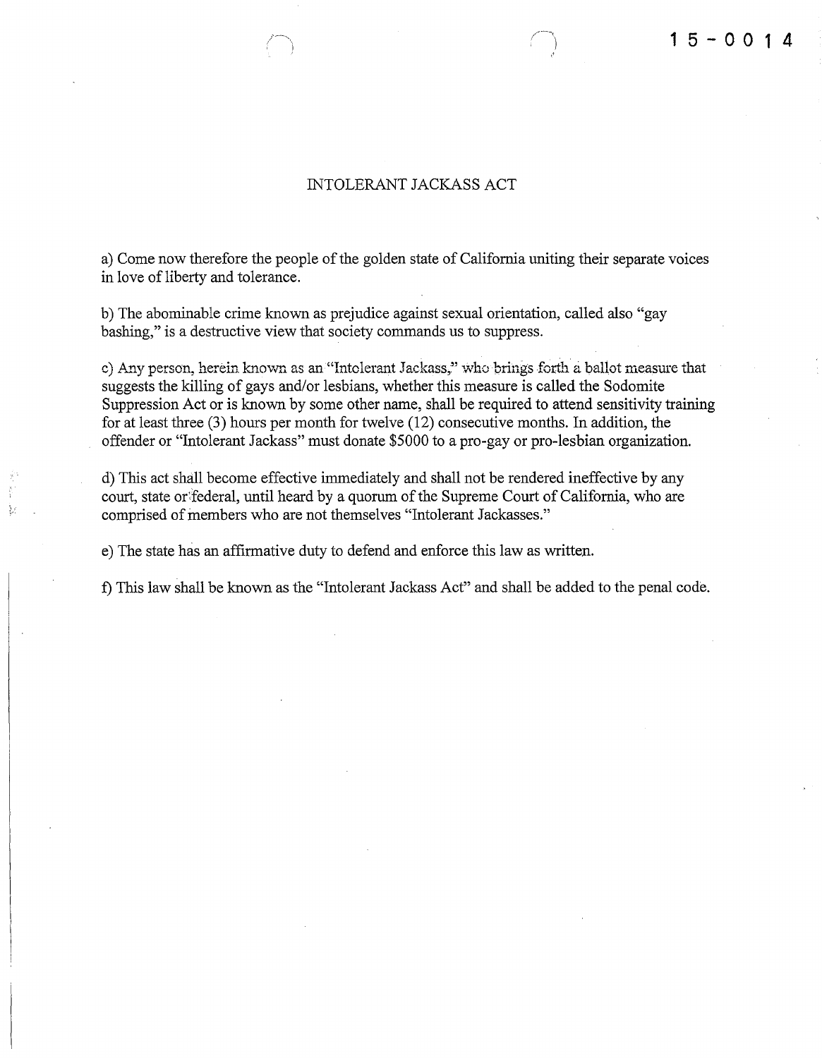15-0014

# INTOLERANT JACKASS ACT

a) Come now therefore the people of the golden state of California uniting their separate voices in love of liberty and tolerance.

b) The abominable crime known as prejudice against sexual orientation, called also "gay bashing," is a destructive view that society commands us to suppress.

c) Any person, herein known as an "Intolerant Jackass," who brings forth a ballot measure that suggests the killing of gays and/or lesbians, whether this measure is called the Sodomite Suppression Act or is known by some other name, shall be required to attend sensitivity training for at least three (3) hours per month for twelve (12) consecutive months. In addition, the offender or "Intolerant Jackass" must donate $5000 to a pro-gay or pro-lesbian organization.

d) This act shall become effective immediately and shall not be rendered ineffective by any court, state or federal, until heard by a quorum of the Supreme Court of California, who are comprised of members who are not themselves "Intolerant Jackasses."

e) The state has an affirmative duty to defend and enforce this law as written.

f) This law shall be known as the "Intolerant Jackass Act" and shall be added to the penal code.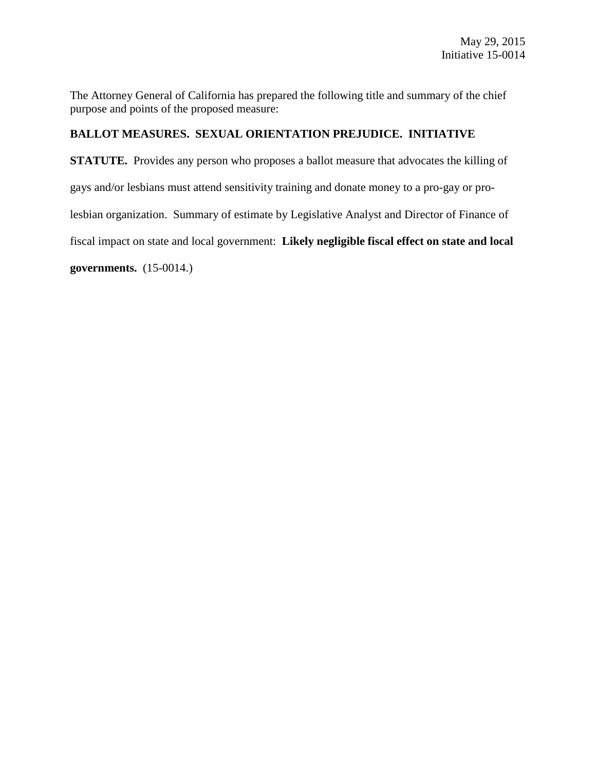May 29, 2015
Initiative 15-0014

The Attorney General of California has prepared the following title and summary of the chief purpose and points of the proposed measure:

**BALLOT MEASURES. SEXUAL ORIENTATION PREJUDICE. INITIATIVE STATUTE.** Provides any person who proposes a ballot measure that advocates the killing of gays and/or lesbians must attend sensitivity training and donate money to a pro-gay or pro-lesbian organization. Summary of estimate by Legislative Analyst and Director of Finance of fiscal impact on state and local government: **Likely negligible fiscal effect on state and local governments.** (15-0014.)